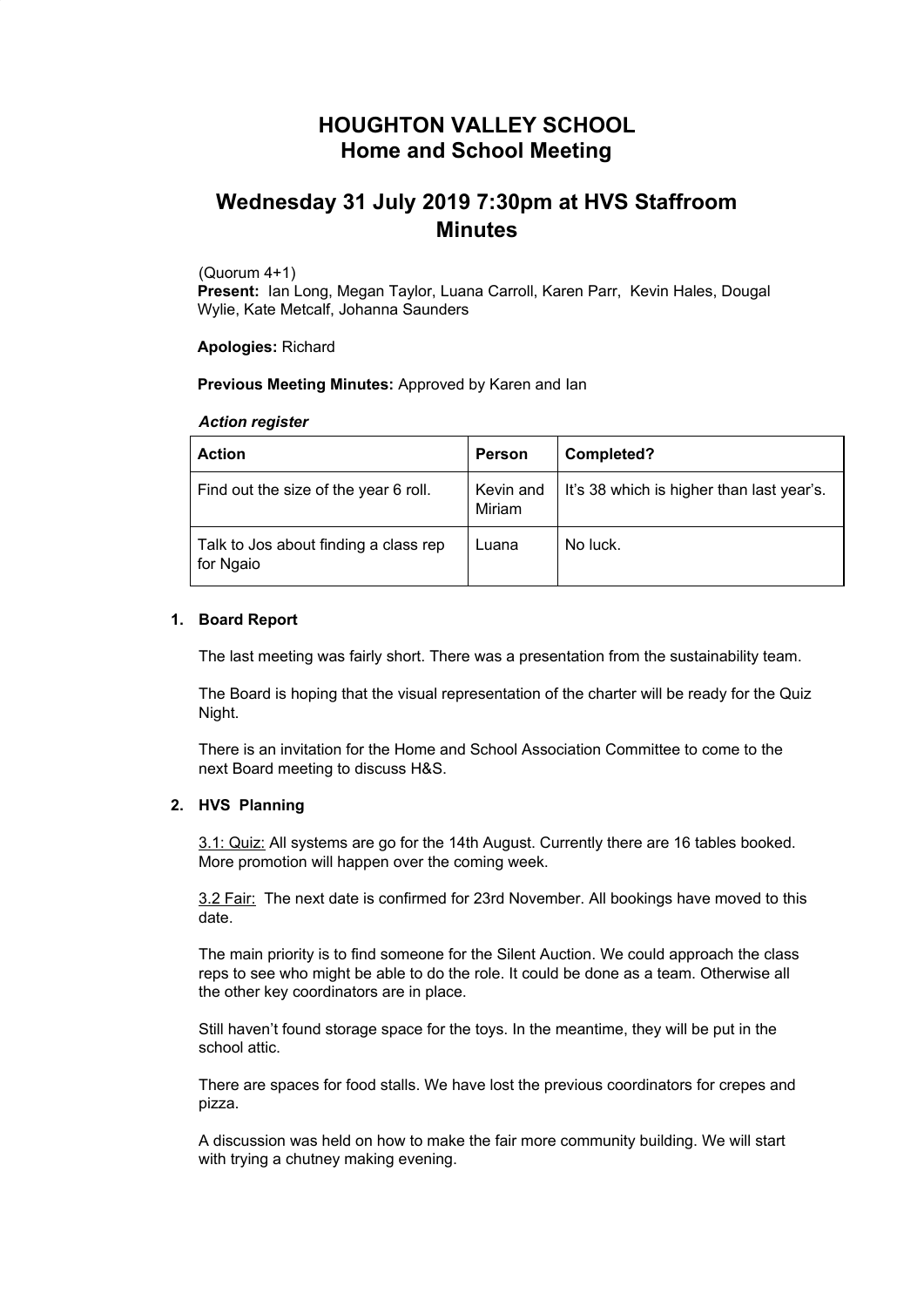# HOUGHTON VALLEY SCHOOL
## Home and School Meeting

# Wednesday 31 July 2019 7:30pm at HVS Staffroom
# Minutes

(Quorum 4+1)
**Present:** Ian Long, Megan Taylor, Luana Carroll, Karen Parr, Kevin Hales, Dougal Wylie, Kate Metcalf, Johanna Saunders

**Apologies:** Richard

**Previous Meeting Minutes:** Approved by Karen and Ian

***Action register***

| Action | Person | Completed? |
|---|---|---|
| Find out the size of the year 6 roll. | Kevin and Miriam | It's 38 which is higher than last year's. |
| Talk to Jos about finding a class rep for Ngaio | Luana | No luck. |

1. **Board Report**

   The last meeting was fairly short. There was a presentation from the sustainability team.

   The Board is hoping that the visual representation of the charter will be ready for the Quiz Night.

   There is an invitation for the Home and School Association Committee to come to the next Board meeting to discuss H&S.

2. **HVS Planning**

   3.1: Quiz: All systems are go for the 14th August. Currently there are 16 tables booked. More promotion will happen over the coming week.

   3.2 Fair: The next date is confirmed for 23rd November. All bookings have moved to this date.

   The main priority is to find someone for the Silent Auction. We could approach the class reps to see who might be able to do the role. It could be done as a team. Otherwise all the other key coordinators are in place.

   Still haven't found storage space for the toys. In the meantime, they will be put in the school attic.

   There are spaces for food stalls. We have lost the previous coordinators for crepes and pizza.

   A discussion was held on how to make the fair more community building. We will start with trying a chutney making evening.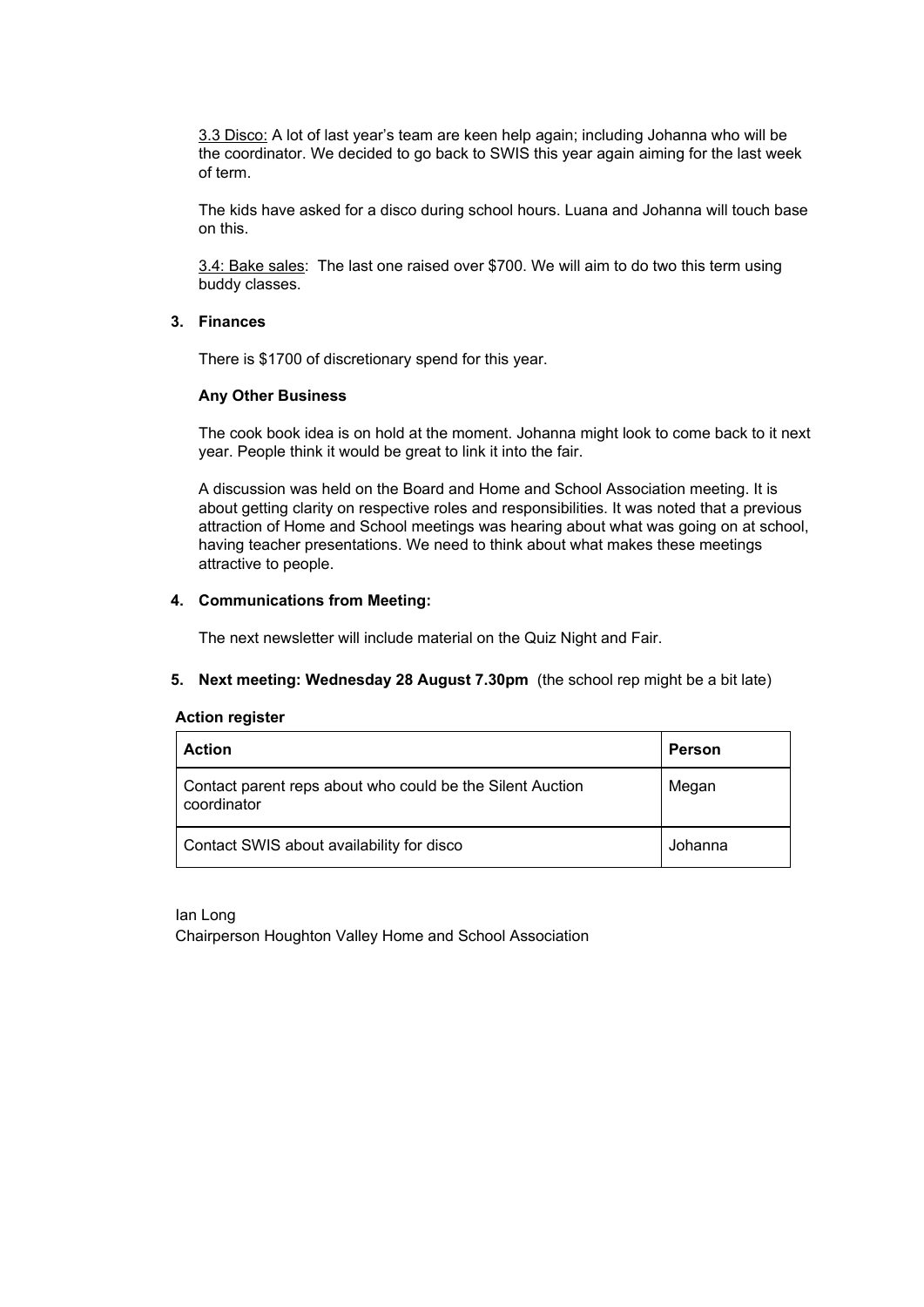3.3 Disco: A lot of last year's team are keen help again; including Johanna who will be the coordinator. We decided to go back to SWIS this year again aiming for the last week of term.

The kids have asked for a disco during school hours. Luana and Johanna will touch base on this.

3.4: Bake sales: The last one raised over $700. We will aim to do two this term using buddy classes.

**3. Finances**

There is $1700 of discretionary spend for this year.

**Any Other Business**

The cook book idea is on hold at the moment. Johanna might look to come back to it next year. People think it would be great to link it into the fair.

A discussion was held on the Board and Home and School Association meeting. It is about getting clarity on respective roles and responsibilities. It was noted that a previous attraction of Home and School meetings was hearing about what was going on at school, having teacher presentations. We need to think about what makes these meetings attractive to people.

**4. Communications from Meeting:**

The next newsletter will include material on the Quiz Night and Fair.

**5. Next meeting: Wednesday 28 August 7.30pm** (the school rep might be a bit late)

**Action register**

| Action | Person |
| --- | --- |
| Contact parent reps about who could be the Silent Auction coordinator | Megan |
| Contact SWIS about availability for disco | Johanna |

Ian Long
Chairperson Houghton Valley Home and School Association